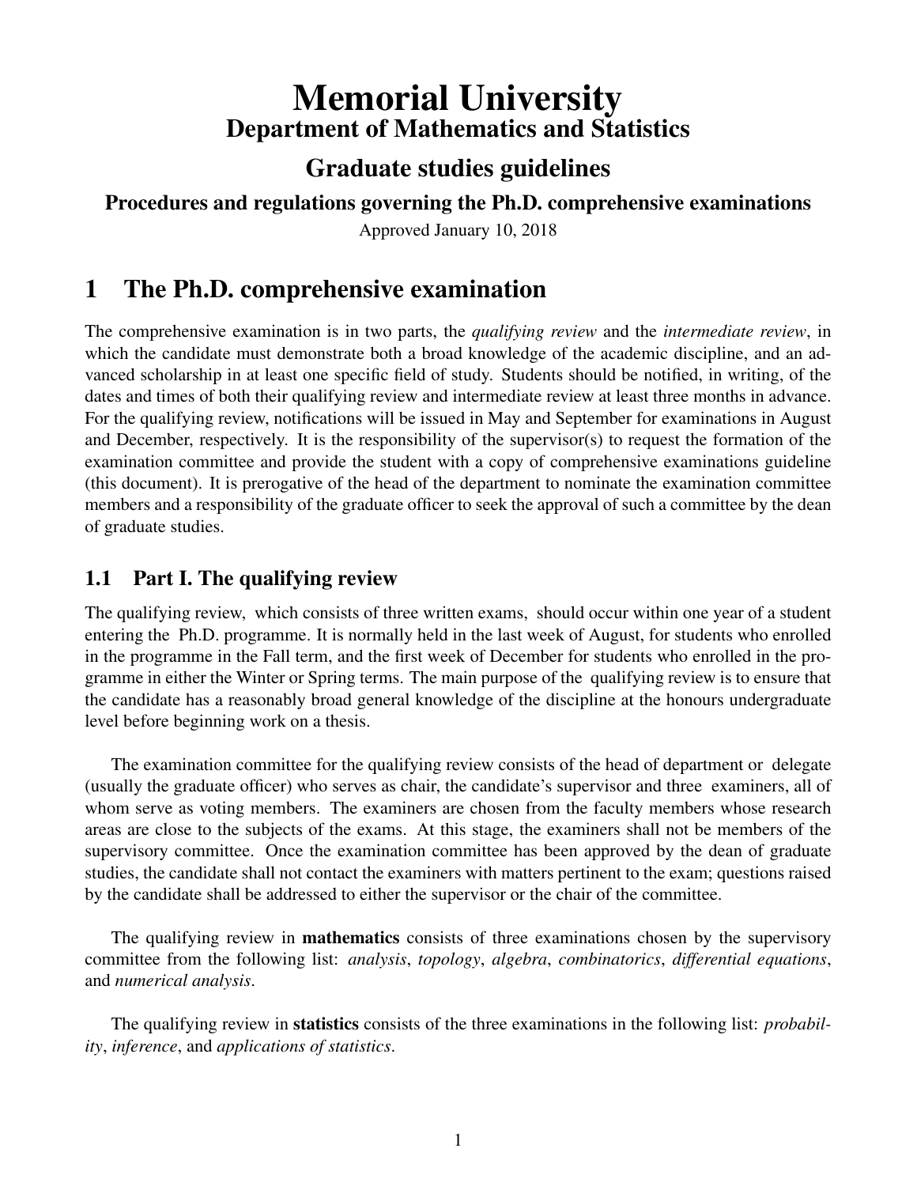# Memorial University

## Department of Mathematics and Statistics

## Graduate studies guidelines

### Procedures and regulations governing the Ph.D. comprehensive examinations

Approved January 10, 2018

## 1 The Ph.D. comprehensive examination

The comprehensive examination is in two parts, the *qualifying review* and the *intermediate review*, in which the candidate must demonstrate both a broad knowledge of the academic discipline, and an advanced scholarship in at least one specific field of study. Students should be notified, in writing, of the dates and times of both their qualifying review and intermediate review at least three months in advance. For the qualifying review, notifications will be issued in May and September for examinations in August and December, respectively. It is the responsibility of the supervisor(s) to request the formation of the examination committee and provide the student with a copy of comprehensive examinations guideline (this document). It is prerogative of the head of the department to nominate the examination committee members and a responsibility of the graduate officer to seek the approval of such a committee by the dean of graduate studies.

### 1.1 Part I. The qualifying review

The qualifying review, which consists of three written exams, should occur within one year of a student entering the Ph.D. programme. It is normally held in the last week of August, for students who enrolled in the programme in the Fall term, and the first week of December for students who enrolled in the programme in either the Winter or Spring terms. The main purpose of the qualifying review is to ensure that the candidate has a reasonably broad general knowledge of the discipline at the honours undergraduate level before beginning work on a thesis.

The examination committee for the qualifying review consists of the head of department or delegate (usually the graduate officer) who serves as chair, the candidate's supervisor and three examiners, all of whom serve as voting members. The examiners are chosen from the faculty members whose research areas are close to the subjects of the exams. At this stage, the examiners shall not be members of the supervisory committee. Once the examination committee has been approved by the dean of graduate studies, the candidate shall not contact the examiners with matters pertinent to the exam; questions raised by the candidate shall be addressed to either the supervisor or the chair of the committee.

The qualifying review in **mathematics** consists of three examinations chosen by the supervisory committee from the following list: *analysis*, *topology*, *algebra*, *combinatorics*, *differential equations*, and *numerical analysis*.

The qualifying review in **statistics** consists of the three examinations in the following list: *probability*, *inference*, and *applications of statistics*.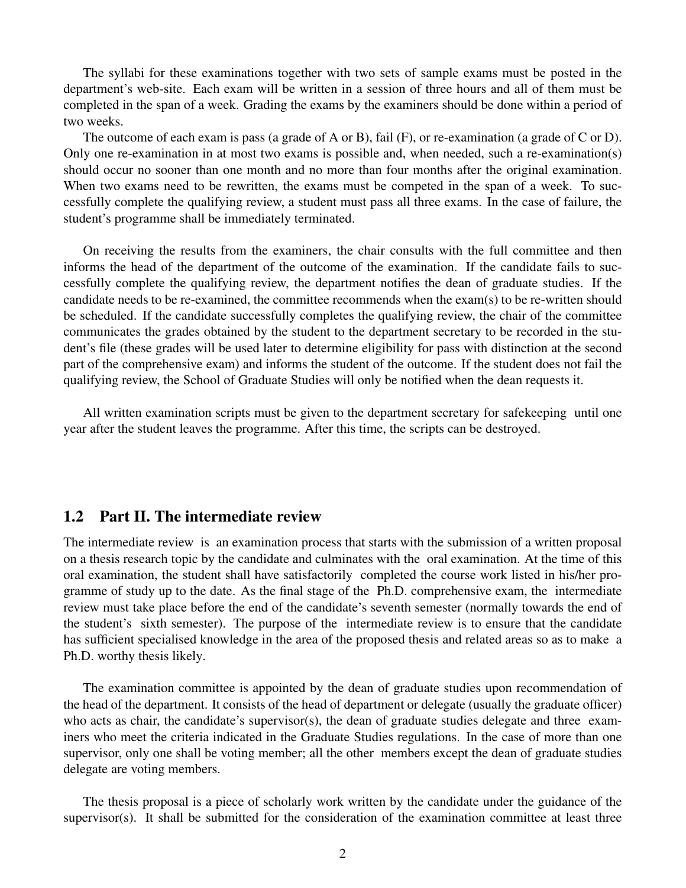The syllabi for these examinations together with two sets of sample exams must be posted in the department's web-site. Each exam will be written in a session of three hours and all of them must be completed in the span of a week. Grading the exams by the examiners should be done within a period of two weeks.

The outcome of each exam is pass (a grade of A or B), fail (F), or re-examination (a grade of C or D). Only one re-examination in at most two exams is possible and, when needed, such a re-examination(s) should occur no sooner than one month and no more than four months after the original examination. When two exams need to be rewritten, the exams must be competed in the span of a week. To successfully complete the qualifying review, a student must pass all three exams. In the case of failure, the student's programme shall be immediately terminated.

On receiving the results from the examiners, the chair consults with the full committee and then informs the head of the department of the outcome of the examination. If the candidate fails to successfully complete the qualifying review, the department notifies the dean of graduate studies. If the candidate needs to be re-examined, the committee recommends when the exam(s) to be re-written should be scheduled. If the candidate successfully completes the qualifying review, the chair of the committee communicates the grades obtained by the student to the department secretary to be recorded in the student's file (these grades will be used later to determine eligibility for pass with distinction at the second part of the comprehensive exam) and informs the student of the outcome. If the student does not fail the qualifying review, the School of Graduate Studies will only be notified when the dean requests it.

All written examination scripts must be given to the department secretary for safekeeping until one year after the student leaves the programme. After this time, the scripts can be destroyed.

## 1.2 Part II. The intermediate review

The intermediate review is an examination process that starts with the submission of a written proposal on a thesis research topic by the candidate and culminates with the oral examination. At the time of this oral examination, the student shall have satisfactorily completed the course work listed in his/her programme of study up to the date. As the final stage of the Ph.D. comprehensive exam, the intermediate review must take place before the end of the candidate's seventh semester (normally towards the end of the student's sixth semester). The purpose of the intermediate review is to ensure that the candidate has sufficient specialised knowledge in the area of the proposed thesis and related areas so as to make a Ph.D. worthy thesis likely.

The examination committee is appointed by the dean of graduate studies upon recommendation of the head of the department. It consists of the head of department or delegate (usually the graduate officer) who acts as chair, the candidate's supervisor(s), the dean of graduate studies delegate and three examiners who meet the criteria indicated in the Graduate Studies regulations. In the case of more than one supervisor, only one shall be voting member; all the other members except the dean of graduate studies delegate are voting members.

The thesis proposal is a piece of scholarly work written by the candidate under the guidance of the supervisor(s). It shall be submitted for the consideration of the examination committee at least three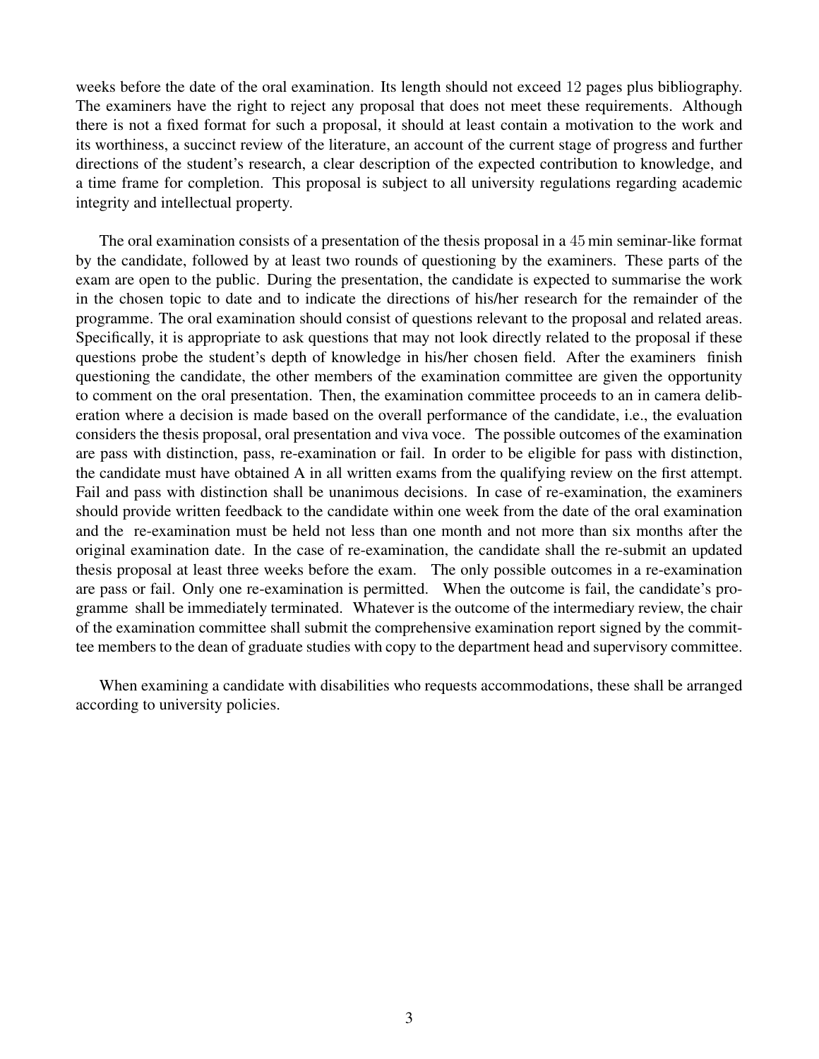weeks before the date of the oral examination. Its length should not exceed 12 pages plus bibliography. The examiners have the right to reject any proposal that does not meet these requirements. Although there is not a fixed format for such a proposal, it should at least contain a motivation to the work and its worthiness, a succinct review of the literature, an account of the current stage of progress and further directions of the student's research, a clear description of the expected contribution to knowledge, and a time frame for completion. This proposal is subject to all university regulations regarding academic integrity and intellectual property.

The oral examination consists of a presentation of the thesis proposal in a 45 min seminar-like format by the candidate, followed by at least two rounds of questioning by the examiners. These parts of the exam are open to the public. During the presentation, the candidate is expected to summarise the work in the chosen topic to date and to indicate the directions of his/her research for the remainder of the programme. The oral examination should consist of questions relevant to the proposal and related areas. Specifically, it is appropriate to ask questions that may not look directly related to the proposal if these questions probe the student's depth of knowledge in his/her chosen field. After the examiners finish questioning the candidate, the other members of the examination committee are given the opportunity to comment on the oral presentation. Then, the examination committee proceeds to an in camera deliberation where a decision is made based on the overall performance of the candidate, i.e., the evaluation considers the thesis proposal, oral presentation and viva voce. The possible outcomes of the examination are pass with distinction, pass, re-examination or fail. In order to be eligible for pass with distinction, the candidate must have obtained A in all written exams from the qualifying review on the first attempt. Fail and pass with distinction shall be unanimous decisions. In case of re-examination, the examiners should provide written feedback to the candidate within one week from the date of the oral examination and the re-examination must be held not less than one month and not more than six months after the original examination date. In the case of re-examination, the candidate shall the re-submit an updated thesis proposal at least three weeks before the exam. The only possible outcomes in a re-examination are pass or fail. Only one re-examination is permitted. When the outcome is fail, the candidate's programme shall be immediately terminated. Whatever is the outcome of the intermediary review, the chair of the examination committee shall submit the comprehensive examination report signed by the committee members to the dean of graduate studies with copy to the department head and supervisory committee.

When examining a candidate with disabilities who requests accommodations, these shall be arranged according to university policies.